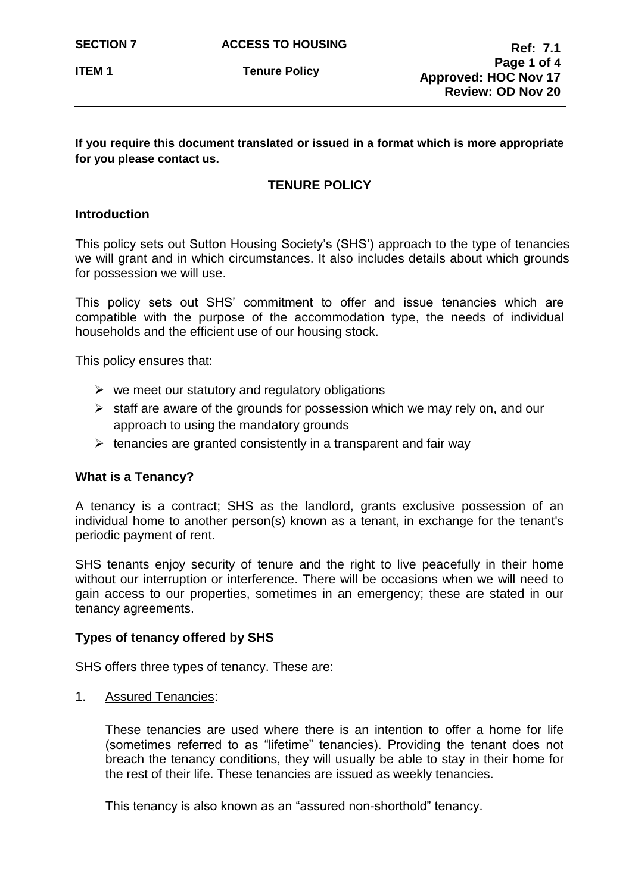SECTION 7 ACCESS TO HOUSING

ITEM 1 Tenure Policy

Ref: 7.1
Approved: HOC Nov 17
Review: OD Nov 20

**If you require this document translated or issued in a format which is more appropriate for you please contact us.**

# TENURE POLICY

## Introduction

This policy sets out Sutton Housing Society's (SHS') approach to the type of tenancies we will grant and in which circumstances. It also includes details about which grounds for possession we will use.

This policy sets out SHS' commitment to offer and issue tenancies which are compatible with the purpose of the accommodation type, the needs of individual households and the efficient use of our housing stock.

This policy ensures that:

- we meet our statutory and regulatory obligations
- staff are aware of the grounds for possession which we may rely on, and our approach to using the mandatory grounds
- tenancies are granted consistently in a transparent and fair way

## What is a Tenancy?

A tenancy is a contract; SHS as the landlord, grants exclusive possession of an individual home to another person(s) known as a tenant, in exchange for the tenant's periodic payment of rent.

SHS tenants enjoy security of tenure and the right to live peacefully in their home without our interruption or interference. There will be occasions when we will need to gain access to our properties, sometimes in an emergency; these are stated in our tenancy agreements.

## Types of tenancy offered by SHS

SHS offers three types of tenancy. These are:

1. Assured Tenancies:

   These tenancies are used where there is an intention to offer a home for life (sometimes referred to as "lifetime" tenancies). Providing the tenant does not breach the tenancy conditions, they will usually be able to stay in their home for the rest of their life. These tenancies are issued as weekly tenancies.

   This tenancy is also known as an "assured non-shorthold" tenancy.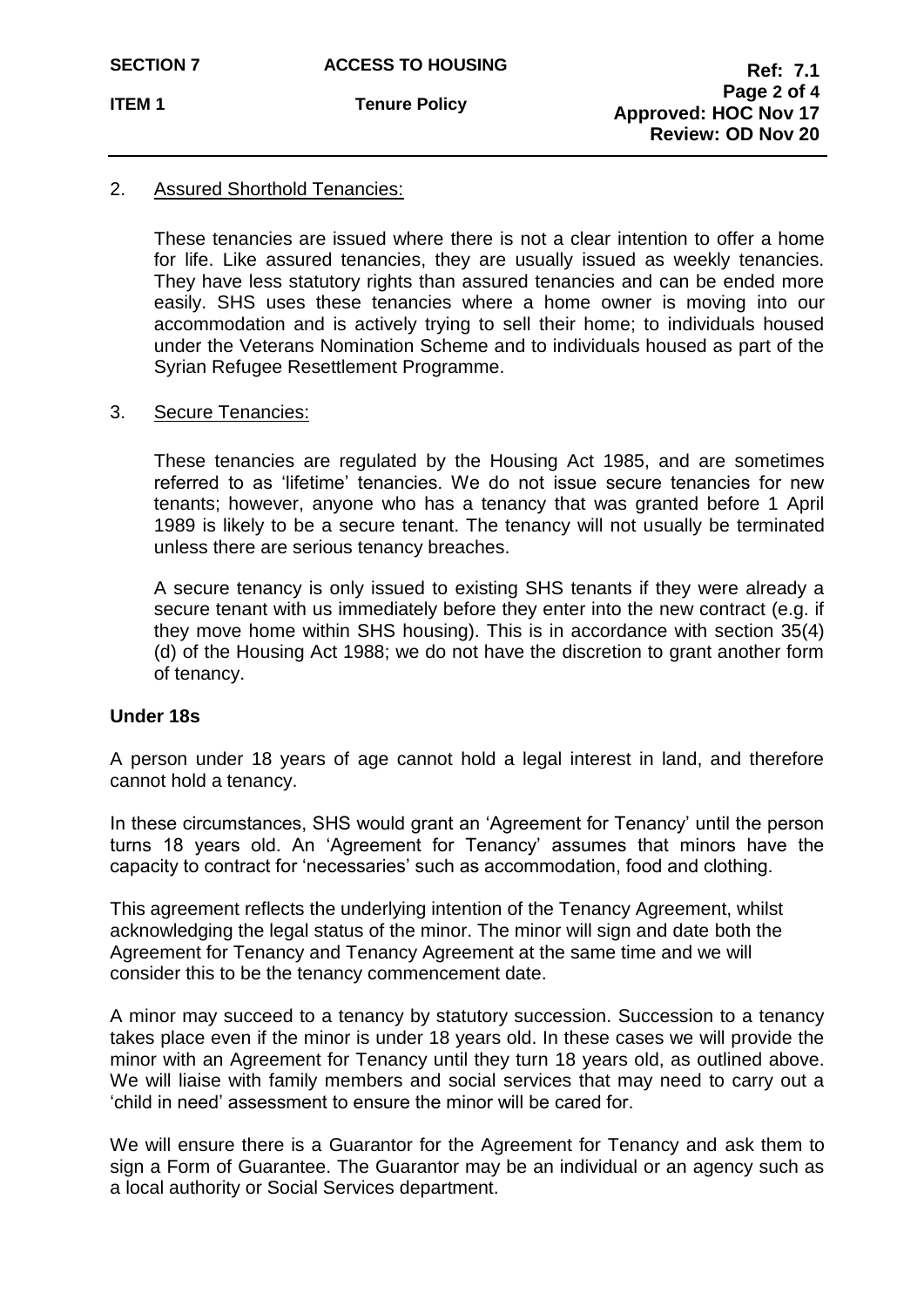2. Assured Shorthold Tenancies:

    These tenancies are issued where there is not a clear intention to offer a home for life. Like assured tenancies, they are usually issued as weekly tenancies. They have less statutory rights than assured tenancies and can be ended more easily. SHS uses these tenancies where a home owner is moving into our accommodation and is actively trying to sell their home; to individuals housed under the Veterans Nomination Scheme and to individuals housed as part of the Syrian Refugee Resettlement Programme.

3. Secure Tenancies:

    These tenancies are regulated by the Housing Act 1985, and are sometimes referred to as 'lifetime' tenancies. We do not issue secure tenancies for new tenants; however, anyone who has a tenancy that was granted before 1 April 1989 is likely to be a secure tenant. The tenancy will not usually be terminated unless there are serious tenancy breaches.

    A secure tenancy is only issued to existing SHS tenants if they were already a secure tenant with us immediately before they enter into the new contract (e.g. if they move home within SHS housing). This is in accordance with section 35(4) (d) of the Housing Act 1988; we do not have the discretion to grant another form of tenancy.

**Under 18s**

A person under 18 years of age cannot hold a legal interest in land, and therefore cannot hold a tenancy.

In these circumstances, SHS would grant an 'Agreement for Tenancy' until the person turns 18 years old. An 'Agreement for Tenancy' assumes that minors have the capacity to contract for 'necessaries' such as accommodation, food and clothing.

This agreement reflects the underlying intention of the Tenancy Agreement, whilst acknowledging the legal status of the minor. The minor will sign and date both the Agreement for Tenancy and Tenancy Agreement at the same time and we will consider this to be the tenancy commencement date.

A minor may succeed to a tenancy by statutory succession. Succession to a tenancy takes place even if the minor is under 18 years old. In these cases we will provide the minor with an Agreement for Tenancy until they turn 18 years old, as outlined above. We will liaise with family members and social services that may need to carry out a 'child in need' assessment to ensure the minor will be cared for.

We will ensure there is a Guarantor for the Agreement for Tenancy and ask them to sign a Form of Guarantee. The Guarantor may be an individual or an agency such as a local authority or Social Services department.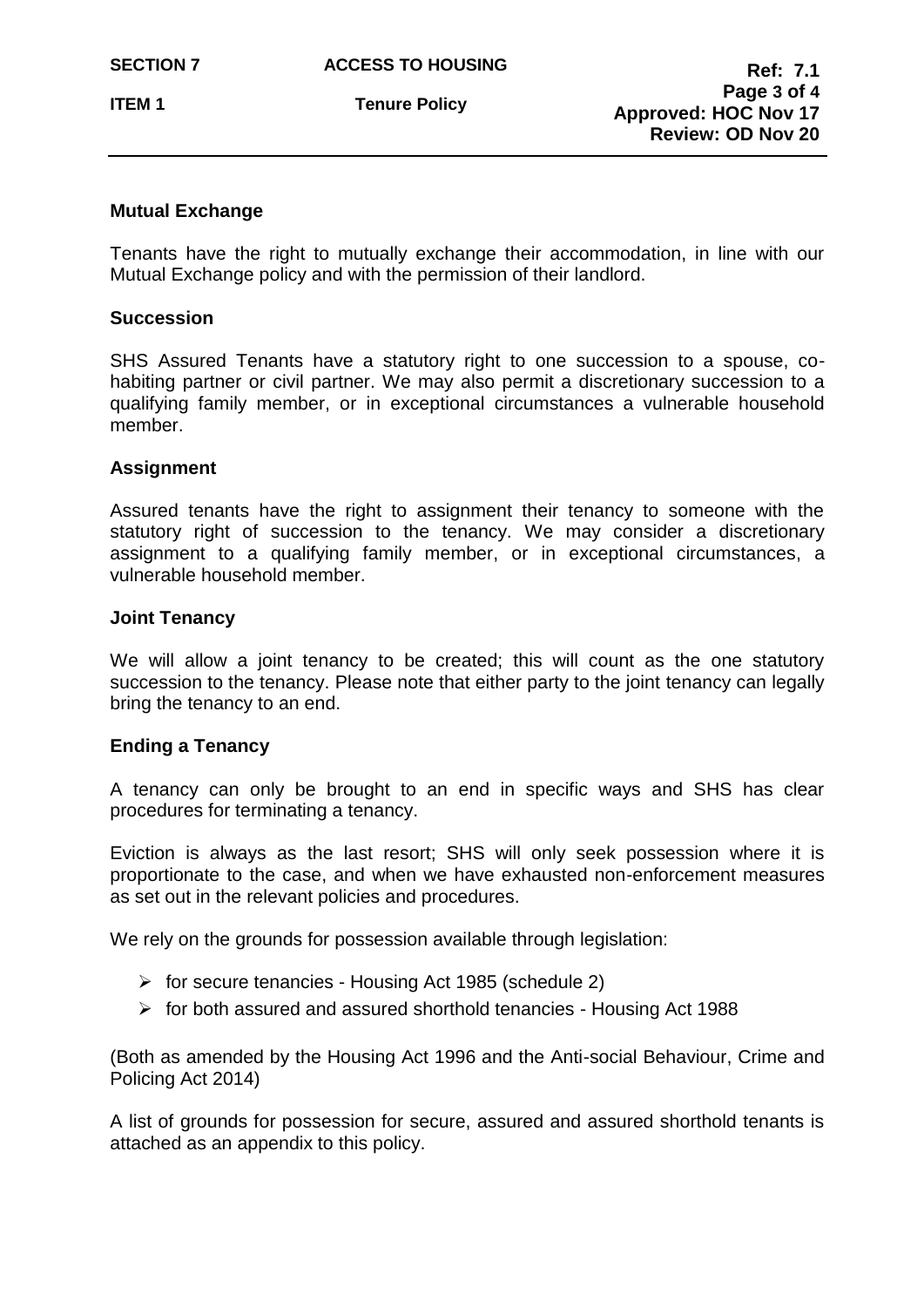## Mutual Exchange

Tenants have the right to mutually exchange their accommodation, in line with our Mutual Exchange policy and with the permission of their landlord.

## Succession

SHS Assured Tenants have a statutory right to one succession to a spouse, co-habiting partner or civil partner. We may also permit a discretionary succession to a qualifying family member, or in exceptional circumstances a vulnerable household member.

## Assignment

Assured tenants have the right to assignment their tenancy to someone with the statutory right of succession to the tenancy. We may consider a discretionary assignment to a qualifying family member, or in exceptional circumstances, a vulnerable household member.

## Joint Tenancy

We will allow a joint tenancy to be created; this will count as the one statutory succession to the tenancy. Please note that either party to the joint tenancy can legally bring the tenancy to an end.

## Ending a Tenancy

A tenancy can only be brought to an end in specific ways and SHS has clear procedures for terminating a tenancy.

Eviction is always as the last resort; SHS will only seek possession where it is proportionate to the case, and when we have exhausted non-enforcement measures as set out in the relevant policies and procedures.

We rely on the grounds for possession available through legislation:

- for secure tenancies - Housing Act 1985 (schedule 2)
- for both assured and assured shorthold tenancies - Housing Act 1988

(Both as amended by the Housing Act 1996 and the Anti-social Behaviour, Crime and Policing Act 2014)

A list of grounds for possession for secure, assured and assured shorthold tenants is attached as an appendix to this policy.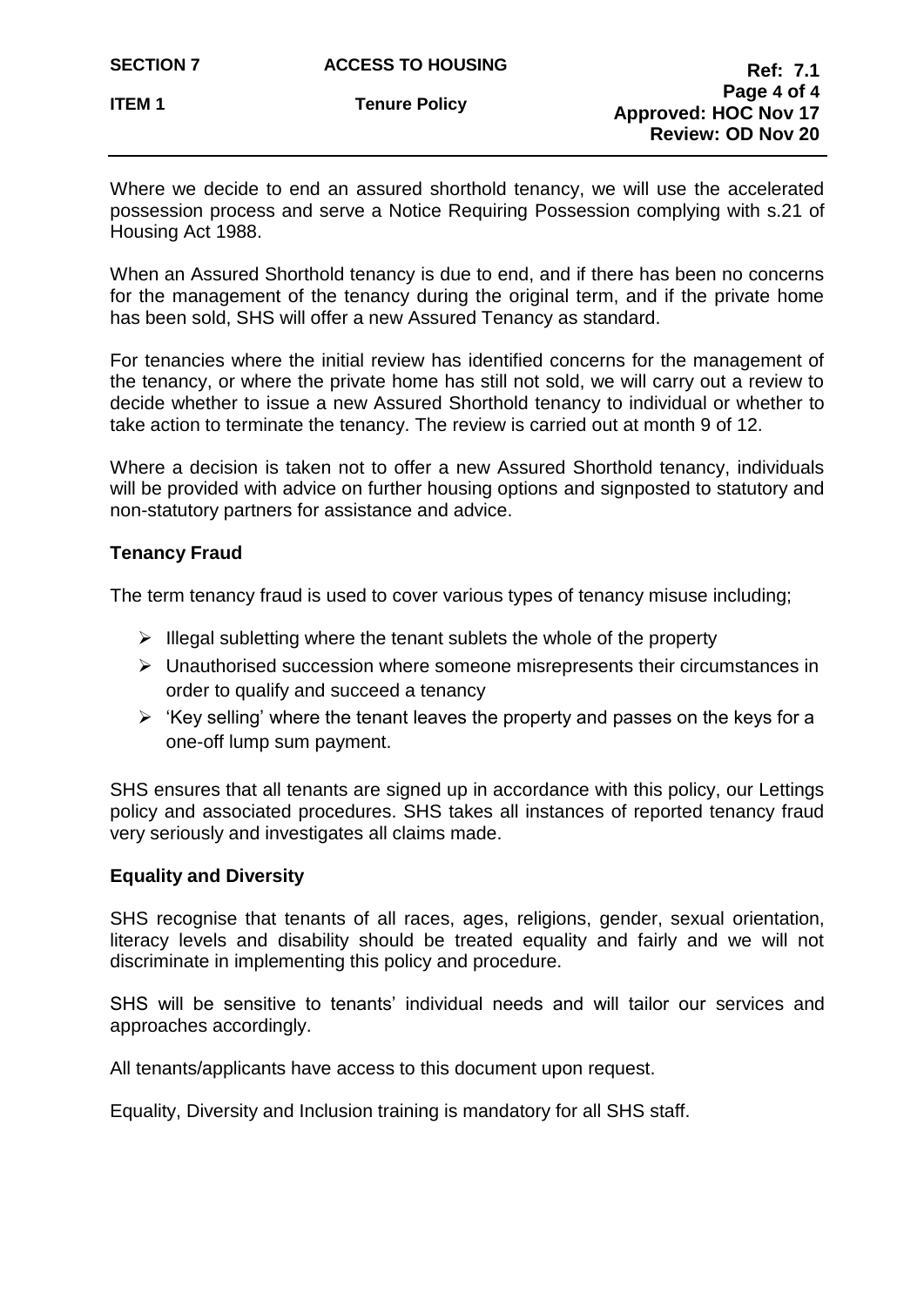Where we decide to end an assured shorthold tenancy, we will use the accelerated possession process and serve a Notice Requiring Possession complying with s.21 of Housing Act 1988.

When an Assured Shorthold tenancy is due to end, and if there has been no concerns for the management of the tenancy during the original term, and if the private home has been sold, SHS will offer a new Assured Tenancy as standard.

For tenancies where the initial review has identified concerns for the management of the tenancy, or where the private home has still not sold, we will carry out a review to decide whether to issue a new Assured Shorthold tenancy to individual or whether to take action to terminate the tenancy. The review is carried out at month 9 of 12.

Where a decision is taken not to offer a new Assured Shorthold tenancy, individuals will be provided with advice on further housing options and signposted to statutory and non-statutory partners for assistance and advice.

**Tenancy Fraud**

The term tenancy fraud is used to cover various types of tenancy misuse including;

- Illegal subletting where the tenant sublets the whole of the property
- Unauthorised succession where someone misrepresents their circumstances in order to qualify and succeed a tenancy
- 'Key selling' where the tenant leaves the property and passes on the keys for a one-off lump sum payment.

SHS ensures that all tenants are signed up in accordance with this policy, our Lettings policy and associated procedures. SHS takes all instances of reported tenancy fraud very seriously and investigates all claims made.

**Equality and Diversity**

SHS recognise that tenants of all races, ages, religions, gender, sexual orientation, literacy levels and disability should be treated equality and fairly and we will not discriminate in implementing this policy and procedure.

SHS will be sensitive to tenants' individual needs and will tailor our services and approaches accordingly.

All tenants/applicants have access to this document upon request.

Equality, Diversity and Inclusion training is mandatory for all SHS staff.